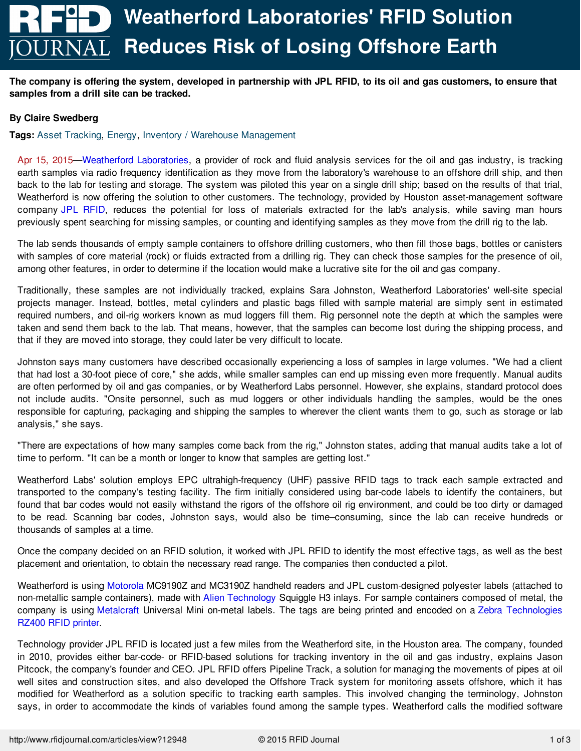# Weatherford Laboratories' RFID Solution Reduces Risk of Losing Offshore Earth

**The company is offering the system, developed in partnership with JPL RFID, to its oil and gas customers, to ensure that samples from a drill site can be tracked.**

**By Claire Swedberg**

**Tags:** Asset Tracking, Energy, Inventory / Warehouse Management

Apr 15, 2015—Weatherford Laboratories, a provider of rock and fluid analysis services for the oil and gas industry, is tracking earth samples via radio frequency identification as they move from the laboratory's warehouse to an offshore drill ship, and then back to the lab for testing and storage. The system was piloted this year on a single drill ship; based on the results of that trial, Weatherford is now offering the solution to other customers. The technology, provided by Houston asset-management software company JPL RFID, reduces the potential for loss of materials extracted for the lab's analysis, while saving man hours previously spent searching for missing samples, or counting and identifying samples as they move from the drill rig to the lab.

The lab sends thousands of empty sample containers to offshore drilling customers, who then fill those bags, bottles or canisters with samples of core material (rock) or fluids extracted from a drilling rig. They can check those samples for the presence of oil, among other features, in order to determine if the location would make a lucrative site for the oil and gas company.

Traditionally, these samples are not individually tracked, explains Sara Johnston, Weatherford Laboratories' well-site special projects manager. Instead, bottles, metal cylinders and plastic bags filled with sample material are simply sent in estimated required numbers, and oil-rig workers known as mud loggers fill them. Rig personnel note the depth at which the samples were taken and send them back to the lab. That means, however, that the samples can become lost during the shipping process, and that if they are moved into storage, they could later be very difficult to locate.

Johnston says many customers have described occasionally experiencing a loss of samples in large volumes. "We had a client that had lost a 30-foot piece of core," she adds, while smaller samples can end up missing even more frequently. Manual audits are often performed by oil and gas companies, or by Weatherford Labs personnel. However, she explains, standard protocol does not include audits. "Onsite personnel, such as mud loggers or other individuals handling the samples, would be the ones responsible for capturing, packaging and shipping the samples to wherever the client wants them to go, such as storage or lab analysis," she says.

"There are expectations of how many samples come back from the rig," Johnston states, adding that manual audits take a lot of time to perform. "It can be a month or longer to know that samples are getting lost."

Weatherford Labs' solution employs EPC ultrahigh-frequency (UHF) passive RFID tags to track each sample extracted and transported to the company's testing facility. The firm initially considered using bar-code labels to identify the containers, but found that bar codes would not easily withstand the rigors of the offshore oil rig environment, and could be too dirty or damaged to be read. Scanning bar codes, Johnston says, would also be time–consuming, since the lab can receive hundreds or thousands of samples at a time.

Once the company decided on an RFID solution, it worked with JPL RFID to identify the most effective tags, as well as the best placement and orientation, to obtain the necessary read range. The companies then conducted a pilot.

Weatherford is using Motorola MC9190Z and MC3190Z handheld readers and JPL custom-designed polyester labels (attached to non-metallic sample containers), made with Alien Technology Squiggle H3 inlays. For sample containers composed of metal, the company is using Metalcraft Universal Mini on-metal labels. The tags are being printed and encoded on a Zebra Technologies RZ400 RFID printer.

Technology provider JPL RFID is located just a few miles from the Weatherford site, in the Houston area. The company, founded in 2010, provides either bar-code- or RFID-based solutions for tracking inventory in the oil and gas industry, explains Jason Pitcock, the company's founder and CEO. JPL RFID offers Pipeline Track, a solution for managing the movements of pipes at oil well sites and construction sites, and also developed the Offshore Track system for monitoring assets offshore, which it has modified for Weatherford as a solution specific to tracking earth samples. This involved changing the terminology, Johnston says, in order to accommodate the kinds of variables found among the sample types. Weatherford calls the modified software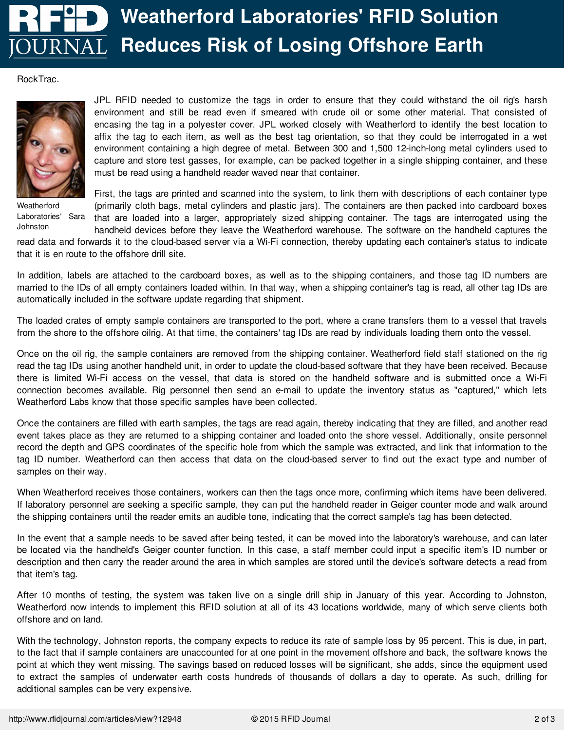RockTrac.

Weatherford Laboratories' Sara Johnston

JPL RFID needed to customize the tags in order to ensure that they could withstand the oil rig's harsh environment and still be read even if smeared with crude oil or some other material. That consisted of encasing the tag in a polyester cover. JPL worked closely with Weatherford to identify the best location to affix the tag to each item, as well as the best tag orientation, so that they could be interrogated in a wet environment containing a high degree of metal. Between 300 and 1,500 12-inch-long metal cylinders used to capture and store test gasses, for example, can be packed together in a single shipping container, and these must be read using a handheld reader waved near that container.

First, the tags are printed and scanned into the system, to link them with descriptions of each container type (primarily cloth bags, metal cylinders and plastic jars). The containers are then packed into cardboard boxes that are loaded into a larger, appropriately sized shipping container. The tags are interrogated using the handheld devices before they leave the Weatherford warehouse. The software on the handheld captures the read data and forwards it to the cloud-based server via a Wi-Fi connection, thereby updating each container's status to indicate that it is en route to the offshore drill site.

In addition, labels are attached to the cardboard boxes, as well as to the shipping containers, and those tag ID numbers are married to the IDs of all empty containers loaded within. In that way, when a shipping container's tag is read, all other tag IDs are automatically included in the software update regarding that shipment.

The loaded crates of empty sample containers are transported to the port, where a crane transfers them to a vessel that travels from the shore to the offshore oilrig. At that time, the containers' tag IDs are read by individuals loading them onto the vessel.

Once on the oil rig, the sample containers are removed from the shipping container. Weatherford field staff stationed on the rig read the tag IDs using another handheld unit, in order to update the cloud-based software that they have been received. Because there is limited Wi-Fi access on the vessel, that data is stored on the handheld software and is submitted once a Wi-Fi connection becomes available. Rig personnel then send an e-mail to update the inventory status as "captured," which lets Weatherford Labs know that those specific samples have been collected.

Once the containers are filled with earth samples, the tags are read again, thereby indicating that they are filled, and another read event takes place as they are returned to a shipping container and loaded onto the shore vessel. Additionally, onsite personnel record the depth and GPS coordinates of the specific hole from which the sample was extracted, and link that information to the tag ID number. Weatherford can then access that data on the cloud-based server to find out the exact type and number of samples on their way.

When Weatherford receives those containers, workers can then the tags once more, confirming which items have been delivered. If laboratory personnel are seeking a specific sample, they can put the handheld reader in Geiger counter mode and walk around the shipping containers until the reader emits an audible tone, indicating that the correct sample's tag has been detected.

In the event that a sample needs to be saved after being tested, it can be moved into the laboratory's warehouse, and can later be located via the handheld's Geiger counter function. In this case, a staff member could input a specific item's ID number or description and then carry the reader around the area in which samples are stored until the device's software detects a read from that item's tag.

After 10 months of testing, the system was taken live on a single drill ship in January of this year. According to Johnston, Weatherford now intends to implement this RFID solution at all of its 43 locations worldwide, many of which serve clients both offshore and on land.

With the technology, Johnston reports, the company expects to reduce its rate of sample loss by 95 percent. This is due, in part, to the fact that if sample containers are unaccounted for at one point in the movement offshore and back, the software knows the point at which they went missing. The savings based on reduced losses will be significant, she adds, since the equipment used to extract the samples of underwater earth costs hundreds of thousands of dollars a day to operate. As such, drilling for additional samples can be very expensive.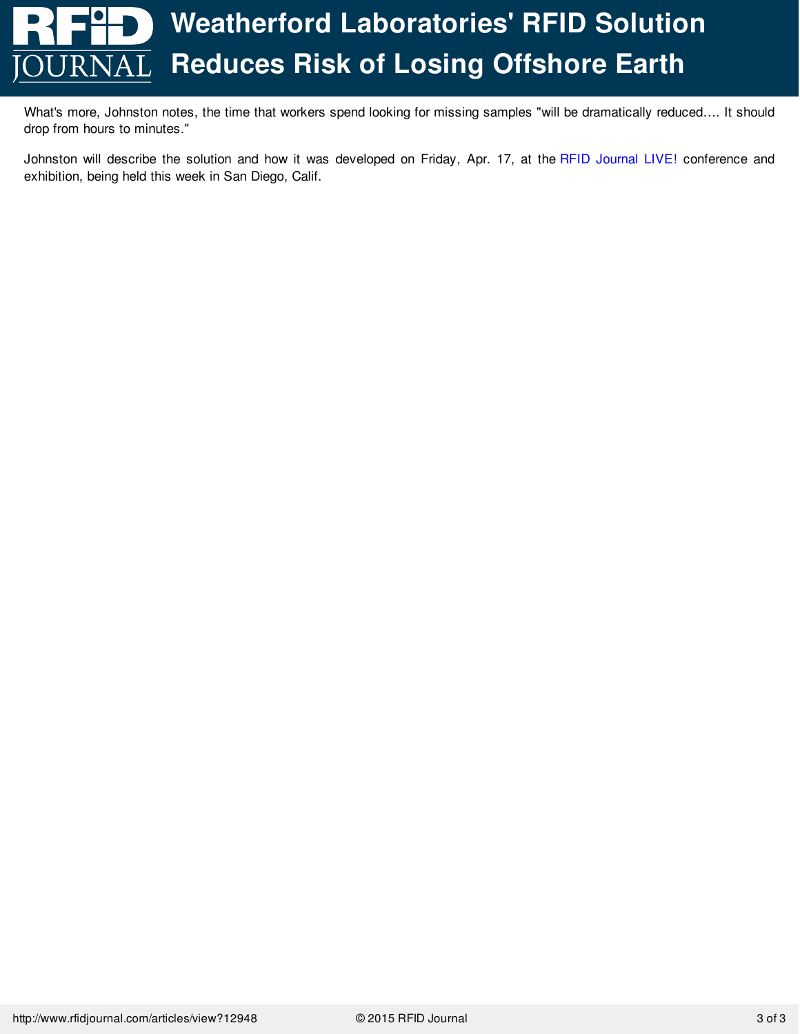What's more, Johnston notes, the time that workers spend looking for missing samples "will be dramatically reduced.... It should drop from hours to minutes."

Johnston will describe the solution and how it was developed on Friday, Apr. 17, at the RFID Journal LIVE! conference and exhibition, being held this week in San Diego, Calif.